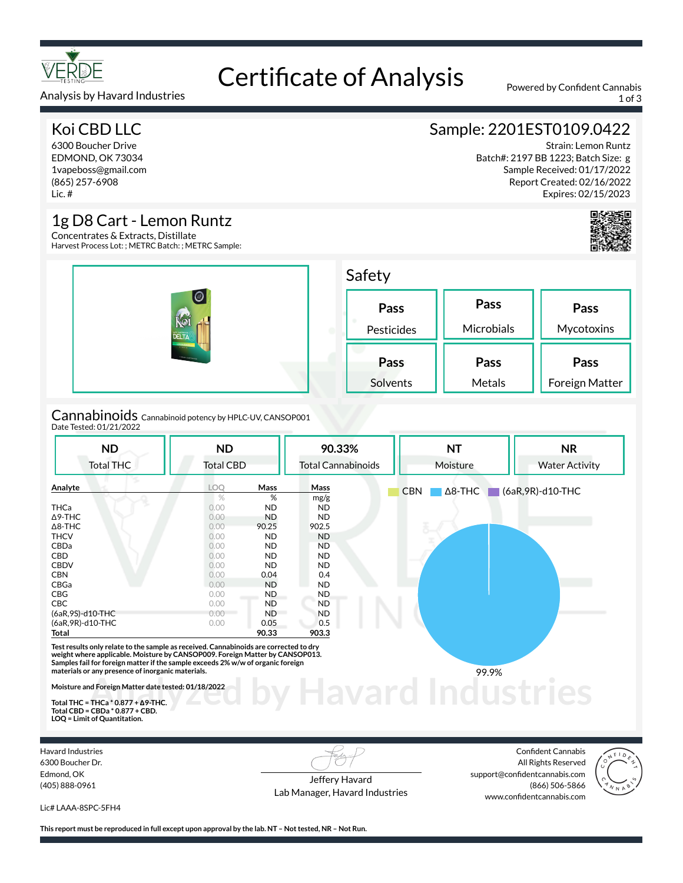# Certificate of Analysis

Analysis by Havard Industries

Powered by Confident Cannabis

## Koi CBD LLC

6300 Boucher Drive
EDMOND, OK 73034
1vapeboss@gmail.com
(865) 257-6908
Lic. #

## Sample: 2201EST0109.0422

Strain: Lemon Runtz
Batch#: 2197 BB 1223; Batch Size: g
Sample Received: 01/17/2022
Report Created: 02/16/2022
Expires: 02/15/2023

## 1g D8 Cart - Lemon Runtz

Concentrates & Extracts, Distillate
Harvest Process Lot: ; METRC Batch: ; METRC Sample:

## Safety

| Pass | Pass | Pass |
|---|---|---|
| Pesticides | Microbials | Mycotoxins |
| **Pass** | **Pass** | **Pass** |
| Solvents | Metals | Foreign Matter |

## Cannabinoids

Cannabinoid potency by HPLC-UV, CANSOP001
Date Tested: 01/21/2022

| ND | ND | 90.33% | NT | NR |
|---|---|---|---|---|
| Total THC | Total CBD | Total Cannabinoids | Moisture | Water Activity |

| Analyte | LOQ | Mass | Mass |
|---|---|---|---|
| | % | % | mg/g |
| THCa | 0.00 | ND | ND |
| Δ9-THC | 0.00 | ND | ND |
| Δ8-THC | 0.00 | 90.25 | 902.5 |
| THCV | 0.00 | ND | ND |
| CBDa | 0.00 | ND | ND |
| CBD | 0.00 | ND | ND |
| CBDV | 0.00 | ND | ND |
| CBN | 0.00 | 0.04 | 0.4 |
| CBGa | 0.00 | ND | ND |
| CBG | 0.00 | ND | ND |
| CBC | 0.00 | ND | ND |
| (6aR,9S)-d10-THC | 0.00 | ND | ND |
| (6aR,9R)-d10-THC | 0.00 | 0.05 | 0.5 |
| **Total** | | **90.33** | **903.3** |

CBN | Δ8-THC | (6aR,9R)-d10-THC

99.9%

**Test results only relate to the sample as received. Cannabinoids are corrected to dry weight where applicable. Moisture by CANSOP009. Foreign Matter by CANSOP013. Samples fail for foreign matter if the sample exceeds 2% w/w of organic foreign materials or any presence of inorganic materials.**

**Moisture and Foreign Matter date tested: 01/18/2022**

**Total THC = THCa * 0.877 + Δ9-THC.**
**Total CBD = CBDa * 0.877 + CBD.**
**LOQ = Limit of Quantitation.**

Havard Industries
6300 Boucher Dr.
Edmond, OK
(405) 888-0961

Lic# LAAA-8SPC-5FH4

Jeffery Havard
Lab Manager, Havard Industries

Confident Cannabis
All Rights Reserved
support@confidentcannabis.com
(866) 506-5866
www.confidentcannabis.com

**This report must be reproduced in full except upon approval by the lab. NT – Not tested, NR – Not Run.**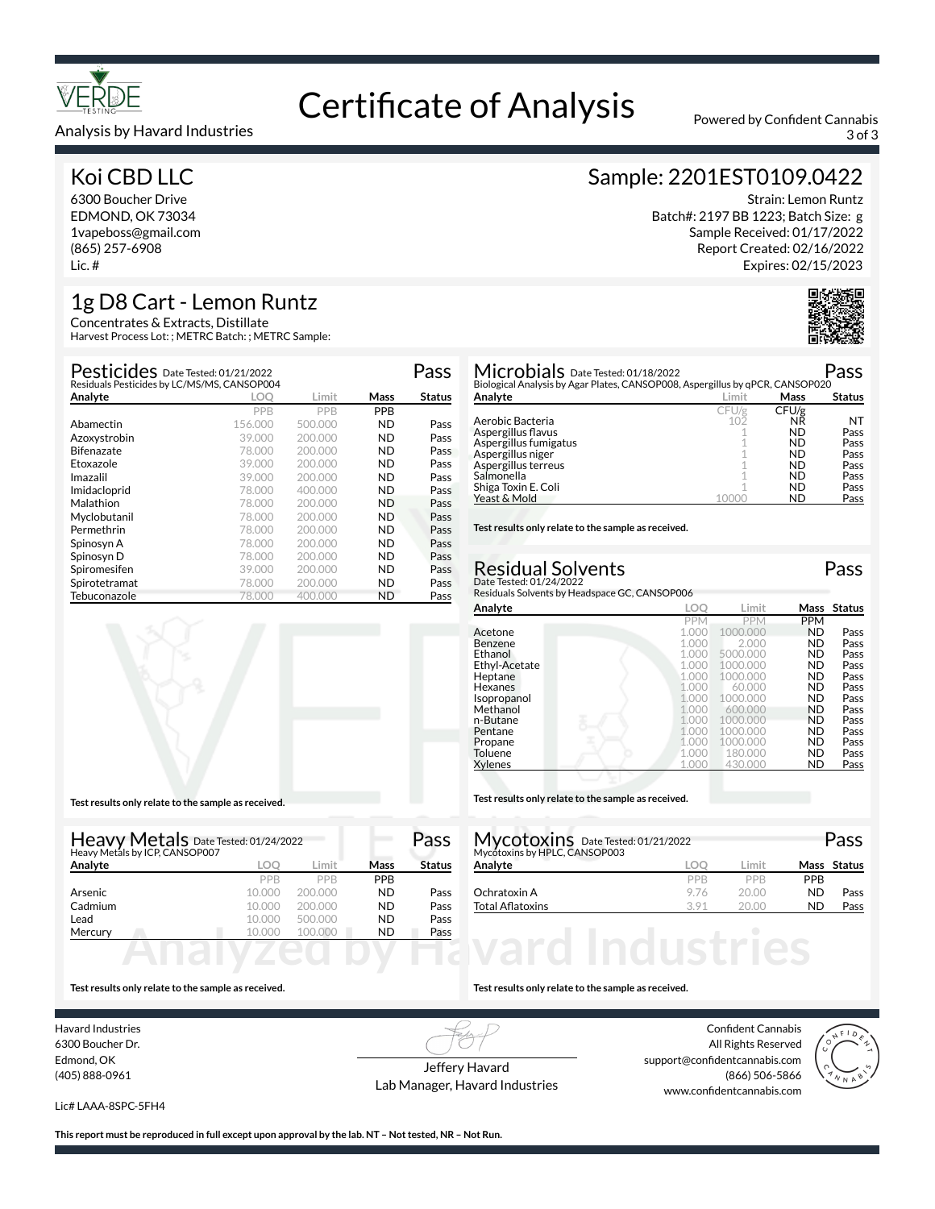# Certificate of Analysis

Analysis by Havard Industries

Powered by Confident Cannabis

## Koi CBD LLC

6300 Boucher Drive
EDMOND, OK 73034
1vapeboss@gmail.com
(865) 257-6908
Lic. #

## Sample: 2201EST0109.0422

Strain: Lemon Runtz
Batch#: 2197 BB 1223; Batch Size: g
Sample Received: 01/17/2022
Report Created: 02/16/2022
Expires: 02/15/2023

## 1g D8 Cart - Lemon Runtz

Concentrates & Extracts, Distillate
Harvest Process Lot: ; METRC Batch: ; METRC Sample:

### Pesticides — Pass

Date Tested: 01/21/2022
Residuals Pesticides by LC/MS/MS, CANSOP004

| Analyte | LOQ | Limit | Mass | Status |
|---|---|---|---|---|
| | PPB | PPB | PPB | |
| Abamectin | 156.000 | 500.000 | ND | Pass |
| Azoxystrobin | 39.000 | 200.000 | ND | Pass |
| Bifenazate | 78.000 | 200.000 | ND | Pass |
| Etoxazole | 39.000 | 200.000 | ND | Pass |
| Imazalil | 39.000 | 200.000 | ND | Pass |
| Imidacloprid | 78.000 | 400.000 | ND | Pass |
| Malathion | 78.000 | 200.000 | ND | Pass |
| Myclobutanil | 78.000 | 200.000 | ND | Pass |
| Permethrin | 78.000 | 200.000 | ND | Pass |
| Spinosyn A | 78.000 | 200.000 | ND | Pass |
| Spinosyn D | 78.000 | 200.000 | ND | Pass |
| Spiromesifen | 39.000 | 200.000 | ND | Pass |
| Spirotetramat | 78.000 | 200.000 | ND | Pass |
| Tebuconazole | 78.000 | 400.000 | ND | Pass |

**Test results only relate to the sample as received.**

### Microbials — Pass

Date Tested: 01/18/2022
Biological Analysis by Agar Plates, CANSOP008, Aspergillus by qPCR, CANSOP020

| Analyte | Limit | Mass | Status |
|---|---|---|---|
| | CFU/g | CFU/g | |
| Aerobic Bacteria | 102 | NR | NT |
| Aspergillus flavus | 1 | ND | Pass |
| Aspergillus fumigatus | 1 | ND | Pass |
| Aspergillus niger | 1 | ND | Pass |
| Aspergillus terreus | 1 | ND | Pass |
| Salmonella | 1 | ND | Pass |
| Shiga Toxin E. Coli | 1 | ND | Pass |
| Yeast & Mold | 10000 | ND | Pass |

**Test results only relate to the sample as received.**

### Residual Solvents — Pass

Date Tested: 01/24/2022
Residuals Solvents by Headspace GC, CANSOP006

| Analyte | LOQ | Limit | Mass | Status |
|---|---|---|---|---|
| | PPM | PPM | PPM | |
| Acetone | 1.000 | 1000.000 | ND | Pass |
| Benzene | 1.000 | 2.000 | ND | Pass |
| Ethanol | 1.000 | 5000.000 | ND | Pass |
| Ethyl-Acetate | 1.000 | 1000.000 | ND | Pass |
| Heptane | 1.000 | 1000.000 | ND | Pass |
| Hexanes | 1.000 | 60.000 | ND | Pass |
| Isopropanol | 1.000 | 1000.000 | ND | Pass |
| Methanol | 1.000 | 600.000 | ND | Pass |
| n-Butane | 1.000 | 1000.000 | ND | Pass |
| Pentane | 1.000 | 1000.000 | ND | Pass |
| Propane | 1.000 | 1000.000 | ND | Pass |
| Toluene | 1.000 | 180.000 | ND | Pass |
| Xylenes | 1.000 | 430.000 | ND | Pass |

**Test results only relate to the sample as received.**

### Heavy Metals — Pass

Date Tested: 01/24/2022
Heavy Metals by ICP, CANSOP007

| Analyte | LOQ | Limit | Mass | Status |
|---|---|---|---|---|
| | PPB | PPB | PPB | |
| Arsenic | 10.000 | 200.000 | ND | Pass |
| Cadmium | 10.000 | 200.000 | ND | Pass |
| Lead | 10.000 | 500.000 | ND | Pass |
| Mercury | 10.000 | 100.000 | ND | Pass |

**Test results only relate to the sample as received.**

### Mycotoxins — Pass

Date Tested: 01/21/2022
Mycotoxins by HPLC, CANSOP003

| Analyte | LOQ | Limit | Mass | Status |
|---|---|---|---|---|
| | PPB | PPB | PPB | |
| Ochratoxin A | 9.76 | 20.00 | ND | Pass |
| Total Aflatoxins | 3.91 | 20.00 | ND | Pass |

**Test results only relate to the sample as received.**

Havard Industries
6300 Boucher Dr.
Edmond, OK
(405) 888-0961

Lic# LAAA-8SPC-5FH4

Jeffery Havard
Lab Manager, Havard Industries

Confident Cannabis
All Rights Reserved
support@confidentcannabis.com
(866) 506-5866
www.confidentcannabis.com

**This report must be reproduced in full except upon approval by the lab. NT – Not tested, NR – Not Run.**